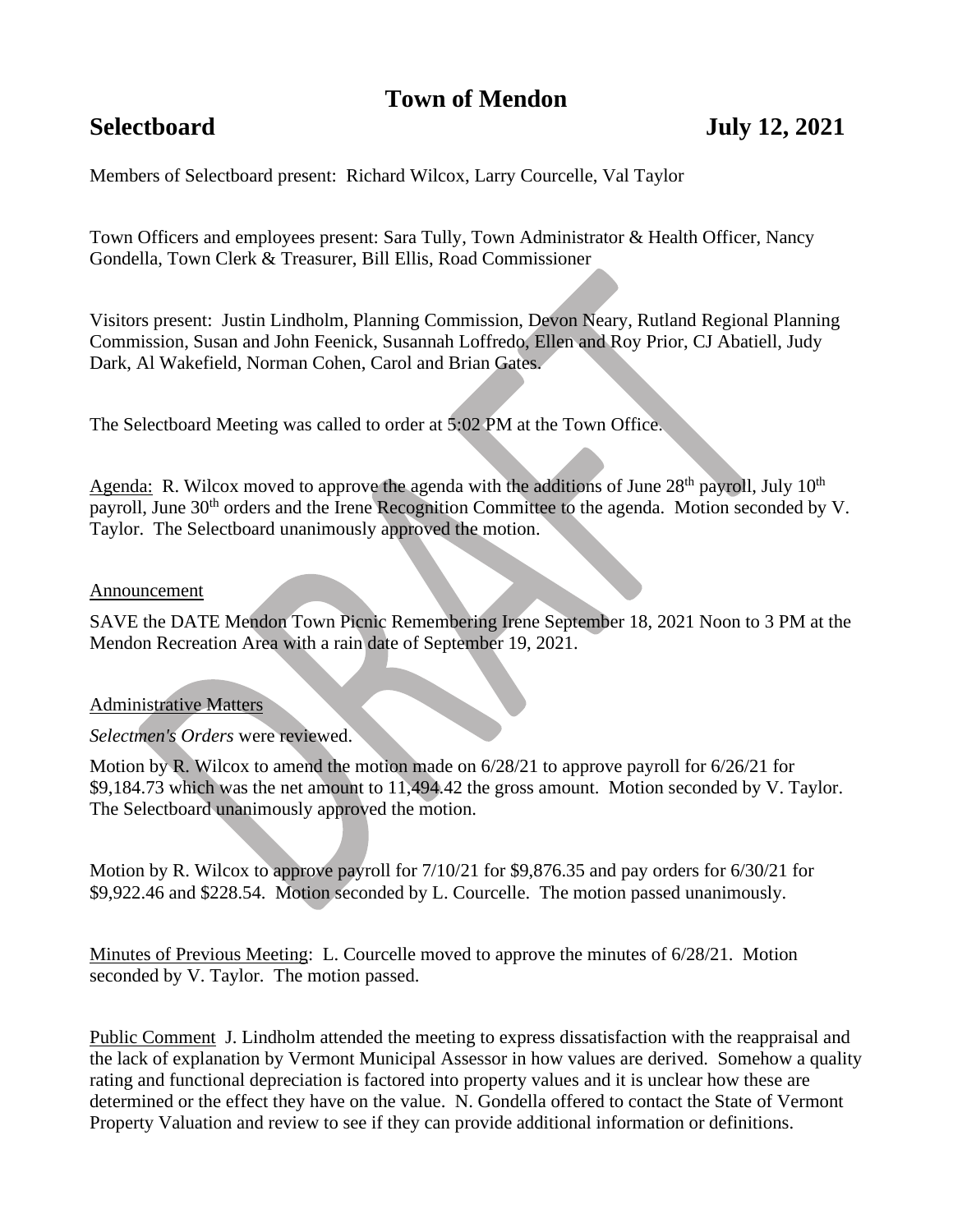# Town of Mendon

## Selectboard July 12, 2021

Members of Selectboard present: Richard Wilcox, Larry Courcelle, Val Taylor

Town Officers and employees present: Sara Tully, Town Administrator & Health Officer, Nancy Gondella, Town Clerk & Treasurer, Bill Ellis, Road Commissioner

Visitors present: Justin Lindholm, Planning Commission, Devon Neary, Rutland Regional Planning Commission, Susan and John Feenick, Susannah Loffredo, Ellen and Roy Prior, CJ Abatiell, Judy Dark, Al Wakefield, Norman Cohen, Carol and Brian Gates.

The Selectboard Meeting was called to order at 5:02 PM at the Town Office.

Agenda: R. Wilcox moved to approve the agenda with the additions of June 28th payroll, July 10th payroll, June 30th orders and the Irene Recognition Committee to the agenda. Motion seconded by V. Taylor. The Selectboard unanimously approved the motion.

Announcement

SAVE the DATE Mendon Town Picnic Remembering Irene September 18, 2021 Noon to 3 PM at the Mendon Recreation Area with a rain date of September 19, 2021.

Administrative Matters

*Selectmen's Orders* were reviewed.

Motion by R. Wilcox to amend the motion made on 6/28/21 to approve payroll for 6/26/21 for $9,184.73 which was the net amount to 11,494.42 the gross amount. Motion seconded by V. Taylor. The Selectboard unanimously approved the motion.

Motion by R. Wilcox to approve payroll for 7/10/21 for $9,876.35 and pay orders for 6/30/21 for $9,922.46 and $228.54. Motion seconded by L. Courcelle. The motion passed unanimously.

Minutes of Previous Meeting: L. Courcelle moved to approve the minutes of 6/28/21. Motion seconded by V. Taylor. The motion passed.

Public Comment J. Lindholm attended the meeting to express dissatisfaction with the reappraisal and the lack of explanation by Vermont Municipal Assessor in how values are derived. Somehow a quality rating and functional depreciation is factored into property values and it is unclear how these are determined or the effect they have on the value. N. Gondella offered to contact the State of Vermont Property Valuation and review to see if they can provide additional information or definitions.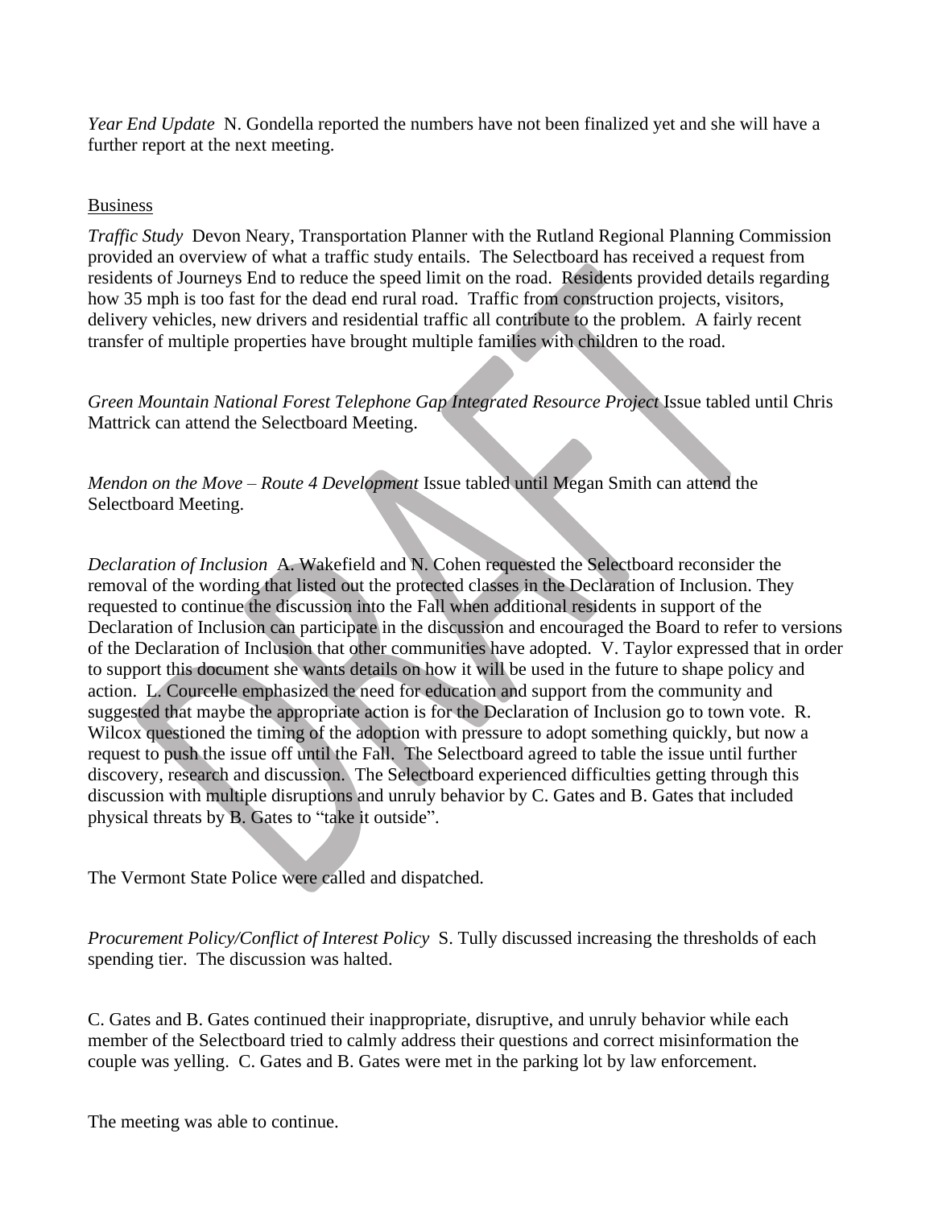*Year End Update* N. Gondella reported the numbers have not been finalized yet and she will have a further report at the next meeting.

Business

*Traffic Study* Devon Neary, Transportation Planner with the Rutland Regional Planning Commission provided an overview of what a traffic study entails. The Selectboard has received a request from residents of Journeys End to reduce the speed limit on the road. Residents provided details regarding how 35 mph is too fast for the dead end rural road. Traffic from construction projects, visitors, delivery vehicles, new drivers and residential traffic all contribute to the problem. A fairly recent transfer of multiple properties have brought multiple families with children to the road.

*Green Mountain National Forest Telephone Gap Integrated Resource Project* Issue tabled until Chris Mattrick can attend the Selectboard Meeting.

*Mendon on the Move – Route 4 Development* Issue tabled until Megan Smith can attend the Selectboard Meeting.

*Declaration of Inclusion* A. Wakefield and N. Cohen requested the Selectboard reconsider the removal of the wording that listed out the protected classes in the Declaration of Inclusion. They requested to continue the discussion into the Fall when additional residents in support of the Declaration of Inclusion can participate in the discussion and encouraged the Board to refer to versions of the Declaration of Inclusion that other communities have adopted. V. Taylor expressed that in order to support this document she wants details on how it will be used in the future to shape policy and action. L. Courcelle emphasized the need for education and support from the community and suggested that maybe the appropriate action is for the Declaration of Inclusion go to town vote. R. Wilcox questioned the timing of the adoption with pressure to adopt something quickly, but now a request to push the issue off until the Fall. The Selectboard agreed to table the issue until further discovery, research and discussion. The Selectboard experienced difficulties getting through this discussion with multiple disruptions and unruly behavior by C. Gates and B. Gates that included physical threats by B. Gates to "take it outside".

The Vermont State Police were called and dispatched.

*Procurement Policy/Conflict of Interest Policy* S. Tully discussed increasing the thresholds of each spending tier. The discussion was halted.

C. Gates and B. Gates continued their inappropriate, disruptive, and unruly behavior while each member of the Selectboard tried to calmly address their questions and correct misinformation the couple was yelling. C. Gates and B. Gates were met in the parking lot by law enforcement.

The meeting was able to continue.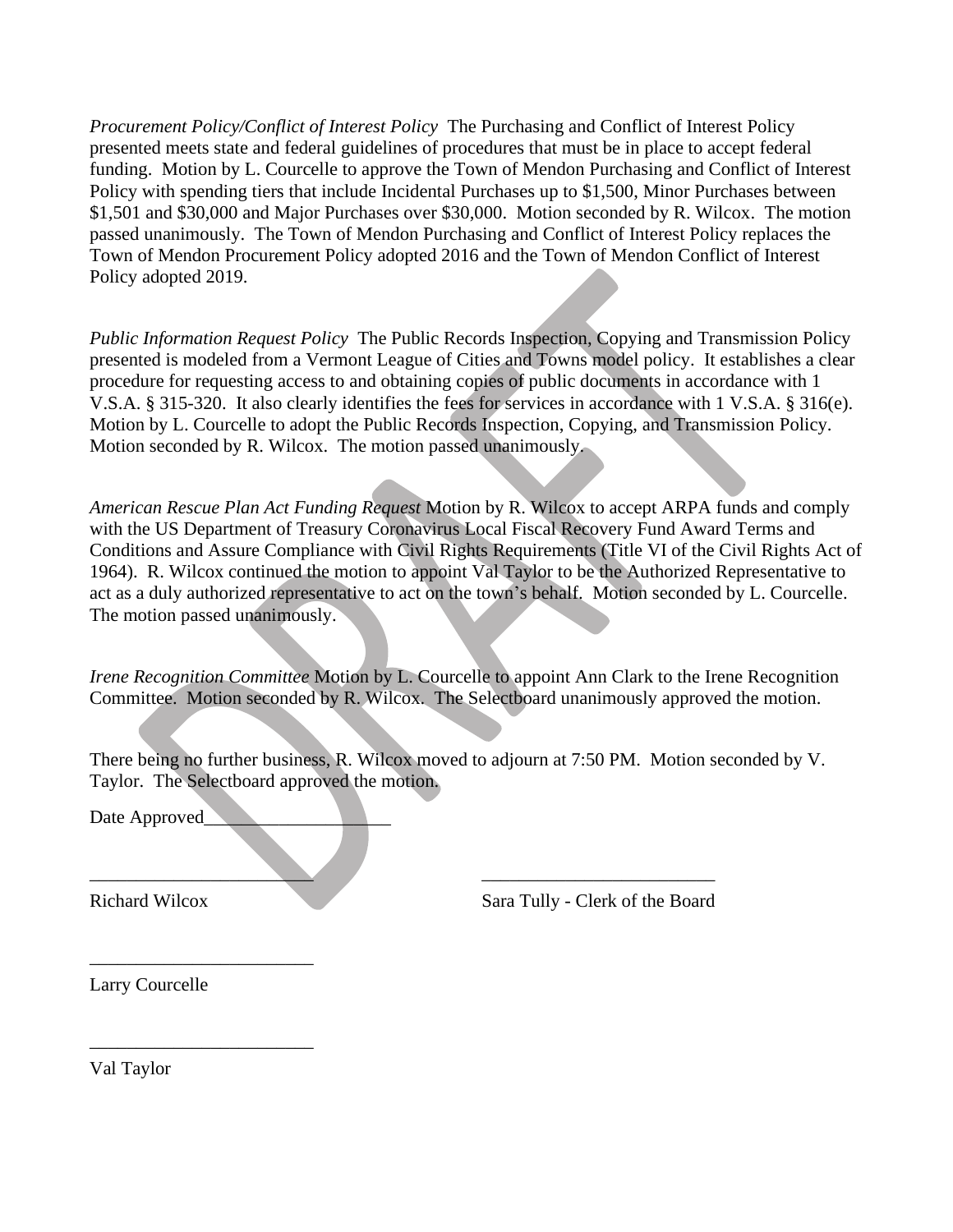*Procurement Policy/Conflict of Interest Policy* The Purchasing and Conflict of Interest Policy presented meets state and federal guidelines of procedures that must be in place to accept federal funding. Motion by L. Courcelle to approve the Town of Mendon Purchasing and Conflict of Interest Policy with spending tiers that include Incidental Purchases up to $1,500, Minor Purchases between $1,501 and $30,000 and Major Purchases over $30,000. Motion seconded by R. Wilcox. The motion passed unanimously. The Town of Mendon Purchasing and Conflict of Interest Policy replaces the Town of Mendon Procurement Policy adopted 2016 and the Town of Mendon Conflict of Interest Policy adopted 2019.

*Public Information Request Policy* The Public Records Inspection, Copying and Transmission Policy presented is modeled from a Vermont League of Cities and Towns model policy. It establishes a clear procedure for requesting access to and obtaining copies of public documents in accordance with 1 V.S.A. § 315-320. It also clearly identifies the fees for services in accordance with 1 V.S.A. § 316(e). Motion by L. Courcelle to adopt the Public Records Inspection, Copying, and Transmission Policy. Motion seconded by R. Wilcox. The motion passed unanimously.

*American Rescue Plan Act Funding Request* Motion by R. Wilcox to accept ARPA funds and comply with the US Department of Treasury Coronavirus Local Fiscal Recovery Fund Award Terms and Conditions and Assure Compliance with Civil Rights Requirements (Title VI of the Civil Rights Act of 1964). R. Wilcox continued the motion to appoint Val Taylor to be the Authorized Representative to act as a duly authorized representative to act on the town's behalf. Motion seconded by L. Courcelle. The motion passed unanimously.

*Irene Recognition Committee* Motion by L. Courcelle to appoint Ann Clark to the Irene Recognition Committee. Motion seconded by R. Wilcox. The Selectboard unanimously approved the motion.

There being no further business, R. Wilcox moved to adjourn at 7:50 PM. Motion seconded by V. Taylor. The Selectboard approved the motion.

Date Approved____________________

________________________ ________________________

Richard Wilcox Sara Tully - Clerk of the Board

________________________

Larry Courcelle

________________________

Val Taylor

DRAFT